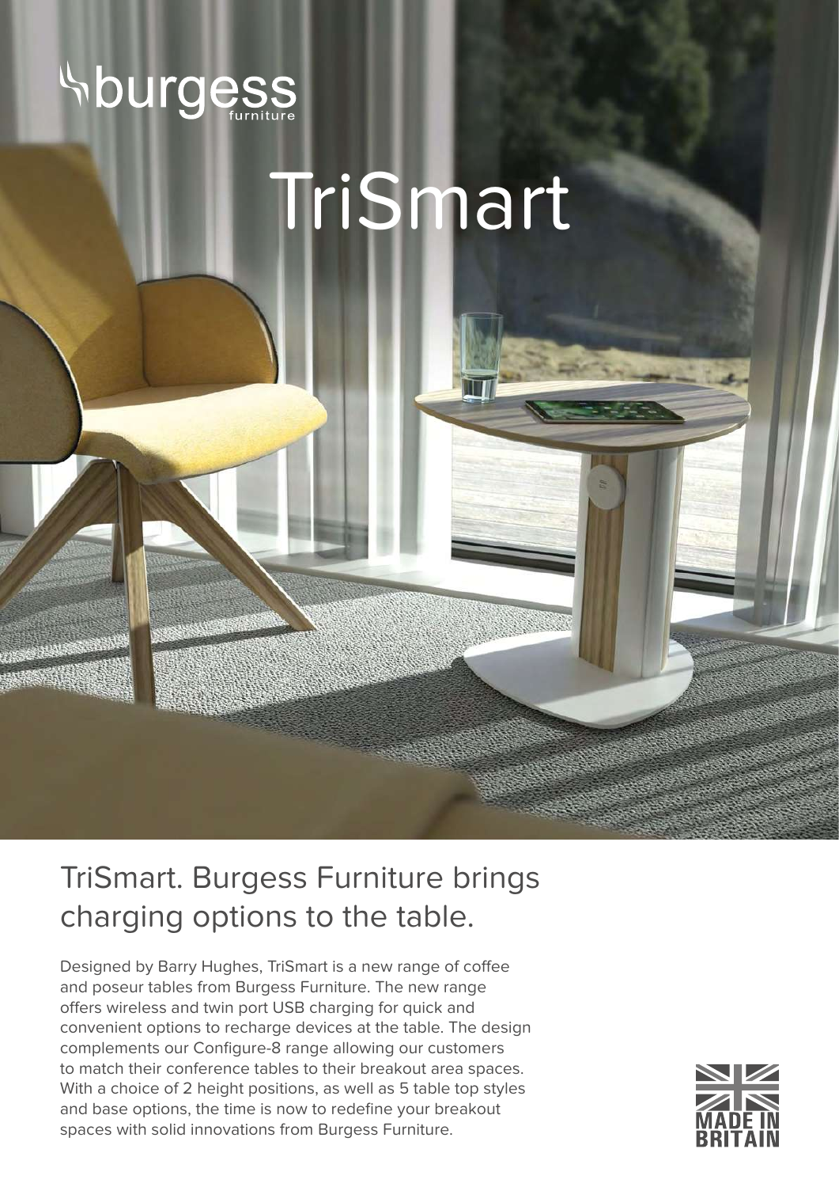burgess furniture

# TriSmart

## TriSmart. Burgess Furniture brings charging options to the table.

Designed by Barry Hughes, TriSmart is a new range of coffee and poseur tables from Burgess Furniture. The new range offers wireless and twin port USB charging for quick and convenient options to recharge devices at the table. The design complements our Configure-8 range allowing our customers to match their conference tables to their breakout area spaces. With a choice of 2 height positions, as well as 5 table top styles and base options, the time is now to redefine your breakout spaces with solid innovations from Burgess Furniture.

MADE IN BRITAIN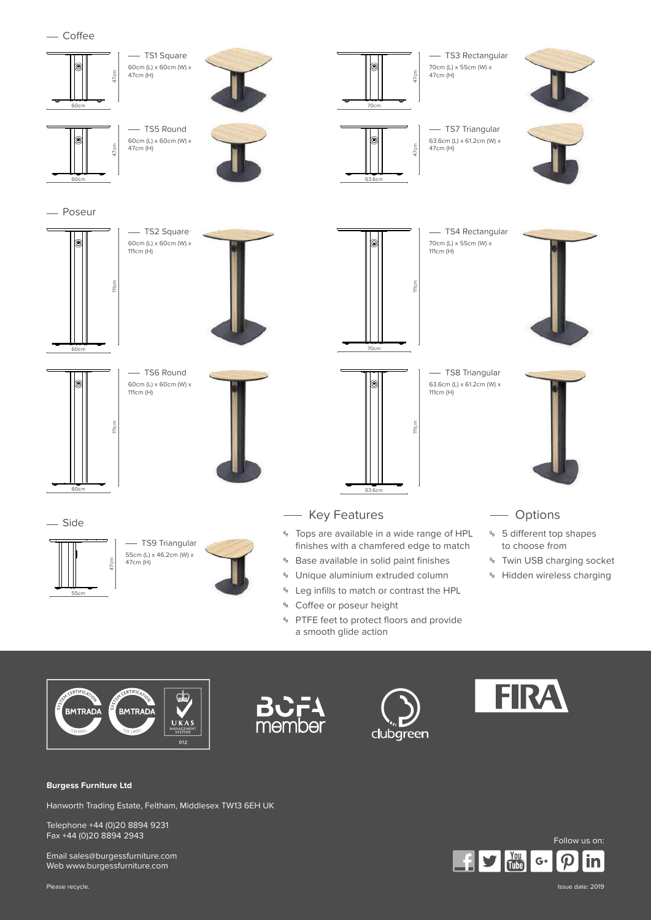## Coffee

### TS1 Square

60cm (L) x 60cm (W) x 47cm (H)

60cm

47cm

### TS3 Rectangular

70cm (L) x 55cm (W) x 47cm (H)

70cm

47cm

### TS5 Round

60cm (L) x 60cm (W) x 47cm (H)

60cm

47cm

### TS7 Triangular

63.6cm (L) x 61.2cm (W) x 47cm (H)

63.6cm

47cm

## Poseur

### TS2 Square

60cm (L) x 60cm (W) x 111cm (H)

60cm

111cm

### TS4 Rectangular

70cm (L) x 55cm (W) x 111cm (H)

70cm

111cm

### TS6 Round

60cm (L) x 60cm (W) x 111cm (H)

60cm

111cm

### TS8 Triangular

63.6cm (L) x 61.2cm (W) x 111cm (H)

63.6cm

111cm

## Side

### TS9 Triangular

55cm (L) x 46.2cm (W) x 47cm (H)

55cm

47cm

## Key Features

- Tops are available in a wide range of HPL finishes with a chamfered edge to match
- Base available in solid paint finishes
- Unique aluminium extruded column
- Leg infills to match or contrast the HPL
- Coffee or poseur height
- PTFE feet to protect floors and provide a smooth glide action

## Options

- 5 different top shapes to choose from
- Twin USB charging socket
- Hidden wireless charging

SYSTEM CERTIFICATION BMTRADA ISO 9001 | SYSTEM CERTIFICATION BMTRADA ISO 14001 | UKAS MANAGEMENT SYSTEMS 012

BCFA member

clubgreen

FIRA

**Burgess Furniture Ltd**

Hanworth Trading Estate, Feltham, Middlesex TW13 6EH UK

Telephone +44 (0)20 8894 9231
Fax +44 (0)20 8894 2943

Email sales@burgessfurniture.com
Web www.burgessfurniture.com

Follow us on:

Please recycle.

Issue date: 2019